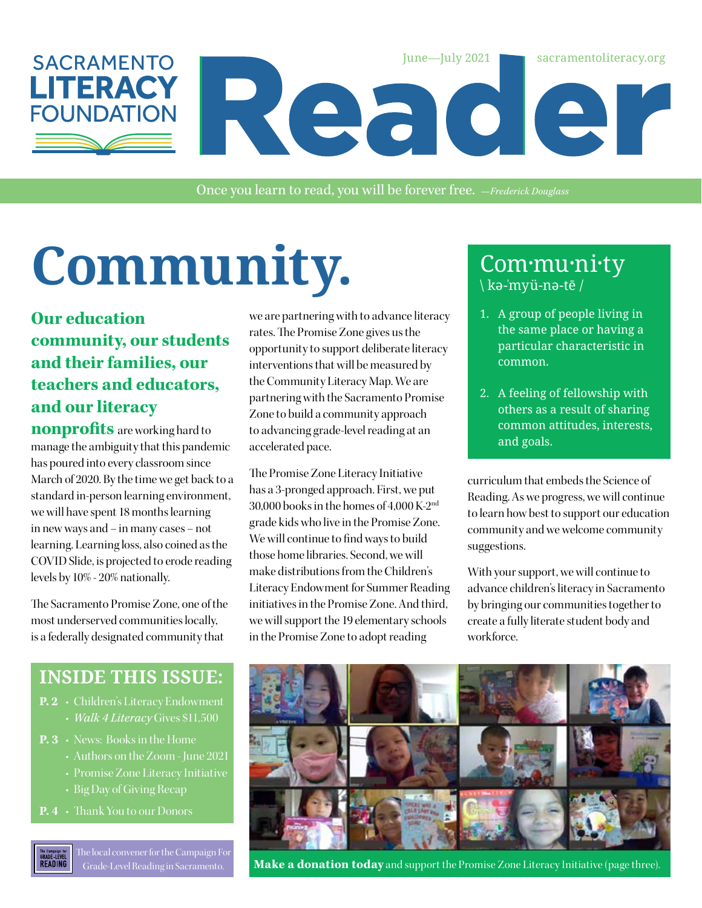SACRAMENTO LITERACY FOUNDATION

June—July 2021 sacramentoliteracy.org

# Reader

Once you learn to read, you will be forever free. *—Frederick Douglass*

# Community.

**Our education community, our students and their families, our teachers and educators, and our literacy nonprofits** are working hard to manage the ambiguity that this pandemic has poured into every classroom since March of 2020. By the time we get back to a standard in-person learning environment, we will have spent 18 months learning in new ways and – in many cases – not learning. Learning loss, also coined as the COVID Slide, is projected to erode reading levels by 10% - 20% nationally.

The Sacramento Promise Zone, one of the most underserved communities locally, is a federally designated community that we are partnering with to advance literacy rates. The Promise Zone gives us the opportunity to support deliberate literacy interventions that will be measured by the Community Literacy Map. We are partnering with the Sacramento Promise Zone to build a community approach to advancing grade-level reading at an accelerated pace.

The Promise Zone Literacy Initiative has a 3-pronged approach. First, we put 30,000 books in the homes of 4,000 K-2nd grade kids who live in the Promise Zone. We will continue to find ways to build those home libraries. Second, we will make distributions from the Children's Literacy Endowment for Summer Reading initiatives in the Promise Zone. And third, we will support the 19 elementary schools in the Promise Zone to adopt reading curriculum that embeds the Science of Reading. As we progress, we will continue to learn how best to support our education community and we welcome community suggestions.

With your support, we will continue to advance children's literacy in Sacramento by bringing our communities together to create a fully literate student body and workforce.

## Com·mu·ni·ty
\ kə-ˈmyü-nə-tē /

1. A group of people living in the same place or having a particular characteristic in common.
2. A feeling of fellowship with others as a result of sharing common attitudes, interests, and goals.

## INSIDE THIS ISSUE:

- **P. 2** • Children's Literacy Endowment
  • *Walk 4 Literacy* Gives $11,500
- **P. 3** • News: Books in the Home
  • Authors on the Zoom - June 2021
  • Promise Zone Literacy Initiative
  • Big Day of Giving Recap
- **P. 4** • Thank You to our Donors

The local convener for the Campaign For Grade-Level Reading in Sacramento.

**Make a donation today** and support the Promise Zone Literacy Initiative (page three).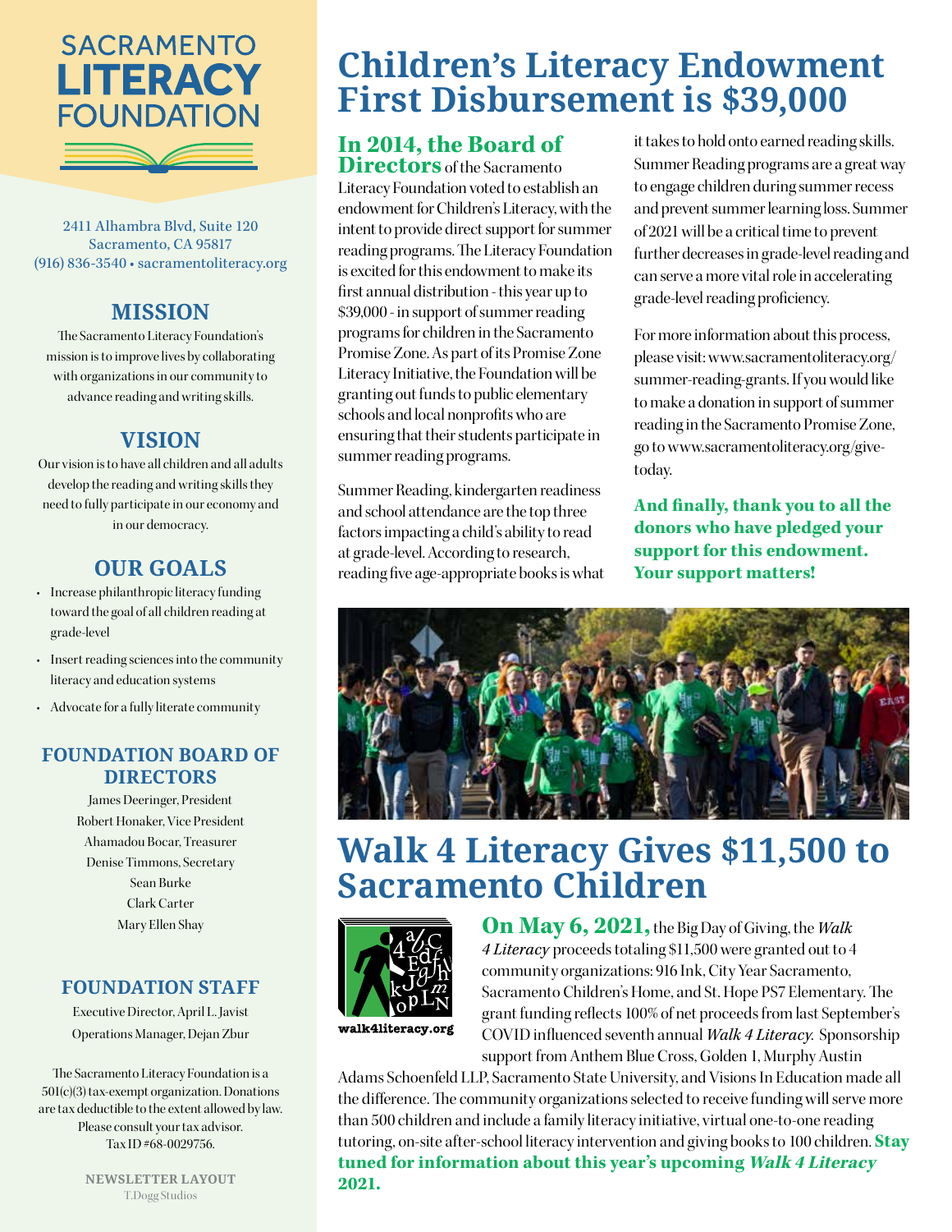# SACRAMENTO LITERACY FOUNDATION

2411 Alhambra Blvd, Suite 120
Sacramento, CA 95817
(916) 836-3540 • sacramentoliteracy.org

## MISSION

The Sacramento Literacy Foundation's mission is to improve lives by collaborating with organizations in our community to advance reading and writing skills.

## VISION

Our vision is to have all children and all adults develop the reading and writing skills they need to fully participate in our economy and in our democracy.

## OUR GOALS

- Increase philanthropic literacy funding toward the goal of all children reading at grade-level
- Insert reading sciences into the community literacy and education systems
- Advocate for a fully literate community

## FOUNDATION BOARD OF DIRECTORS

James Deeringer, President
Robert Honaker, Vice President
Ahamadou Bocar, Treasurer
Denise Timmons, Secretary
Sean Burke
Clark Carter
Mary Ellen Shay

## FOUNDATION STAFF

Executive Director, April L. Javist
Operations Manager, Dejan Zbur

The Sacramento Literacy Foundation is a 501(c)(3) tax-exempt organization. Donations are tax deductible to the extent allowed by law. Please consult your tax advisor. Tax ID #68-0029756.

**NEWSLETTER LAYOUT**
T.Dogg Studios

# Children's Literacy Endowment First Disbursement is $39,000

**In 2014, the Board of Directors** of the Sacramento Literacy Foundation voted to establish an endowment for Children's Literacy, with the intent to provide direct support for summer reading programs. The Literacy Foundation is excited for this endowment to make its first annual distribution - this year up to $39,000 - in support of summer reading programs for children in the Sacramento Promise Zone. As part of its Promise Zone Literacy Initiative, the Foundation will be granting out funds to public elementary schools and local nonprofits who are ensuring that their students participate in summer reading programs.

Summer Reading, kindergarten readiness and school attendance are the top three factors impacting a child's ability to read at grade-level. According to research, reading five age-appropriate books is what it takes to hold onto earned reading skills. Summer Reading programs are a great way to engage children during summer recess and prevent summer learning loss. Summer of 2021 will be a critical time to prevent further decreases in grade-level reading and can serve a more vital role in accelerating grade-level reading proficiency.

For more information about this process, please visit: www.sacramentoliteracy.org/summer-reading-grants. If you would like to make a donation in support of summer reading in the Sacramento Promise Zone, go to www.sacramentoliteracy.org/give-today.

**And finally, thank you to all the donors who have pledged your support for this endowment. Your support matters!**

# Walk 4 Literacy Gives $11,500 to Sacramento Children

walk4literacy.org

**On May 6, 2021,** the Big Day of Giving, the *Walk 4 Literacy* proceeds totaling $11,500 were granted out to 4 community organizations: 916 Ink, City Year Sacramento, Sacramento Children's Home, and St. Hope PS7 Elementary. The grant funding reflects 100% of net proceeds from last September's COVID influenced seventh annual *Walk 4 Literacy.* Sponsorship support from Anthem Blue Cross, Golden 1, Murphy Austin Adams Schoenfeld LLP, Sacramento State University, and Visions In Education made all the difference. The community organizations selected to receive funding will serve more than 500 children and include a family literacy initiative, virtual one-to-one reading tutoring, on-site after-school literacy intervention and giving books to 100 children. **Stay tuned for information about this year's upcoming *Walk 4 Literacy* 2021.**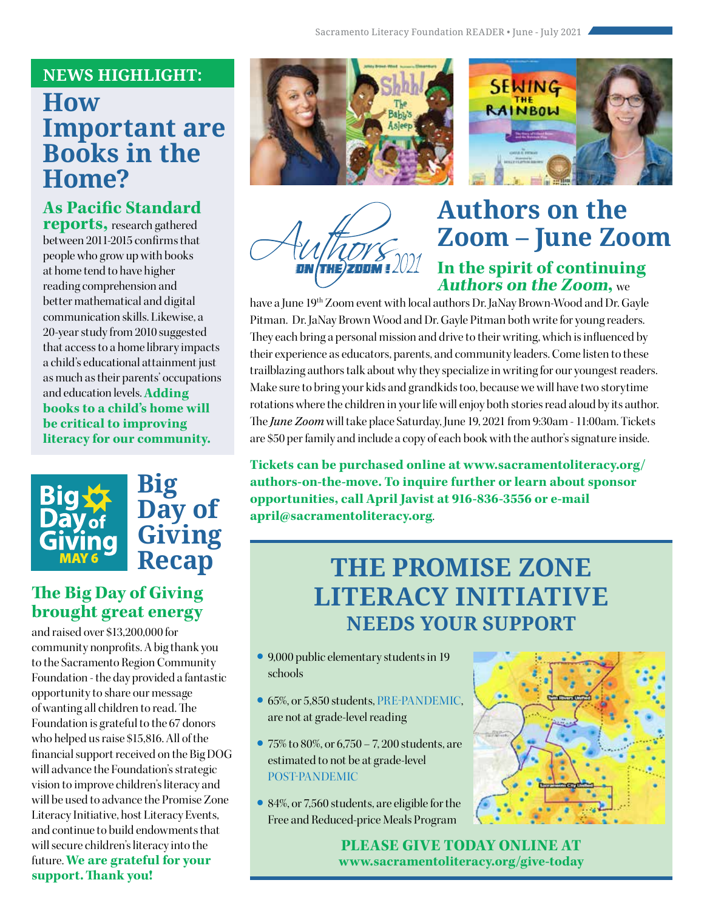## NEWS HIGHLIGHT:

# How Important are Books in the Home?

**As Pacific Standard reports,** research gathered between 2011-2015 confirms that people who grow up with books at home tend to have higher reading comprehension and better mathematical and digital communication skills. Likewise, a 20-year study from 2010 suggested that access to a home library impacts a child's educational attainment just as much as their parents' occupations and education levels. **Adding books to a child's home will be critical to improving literacy for our community.**

# Big Day of Giving Recap

Big Day of Giving MAY 6

**The Big Day of Giving brought great energy** and raised over $13,200,000 for community nonprofits. A big thank you to the Sacramento Region Community Foundation - the day provided a fantastic opportunity to share our message of wanting all children to read. The Foundation is grateful to the 67 donors who helped us raise $15,816. All of the financial support received on the Big DOG will advance the Foundation's strategic vision to improve children's literacy and will be used to advance the Promise Zone Literacy Initiative, host Literacy Events, and continue to build endowments that will secure children's literacy into the future. **We are grateful for your support. Thank you!**

# Authors on the Zoom – June Zoom

Authors ON THE ZOOM! 2021

**In the spirit of continuing *Authors on the Zoom*,** we have a June 19th Zoom event with local authors Dr. JaNay Brown-Wood and Dr. Gayle Pitman. Dr. JaNay Brown Wood and Dr. Gayle Pitman both write for young readers. They each bring a personal mission and drive to their writing, which is influenced by their experience as educators, parents, and community leaders. Come listen to these trailblazing authors talk about why they specialize in writing for our youngest readers. Make sure to bring your kids and grandkids too, because we will have two storytime rotations where the children in your life will enjoy both stories read aloud by its author. The ***June Zoom*** will take place Saturday, June 19, 2021 from 9:30am - 11:00am. Tickets are $50 per family and include a copy of each book with the author's signature inside.

**Tickets can be purchased online at www.sacramentoliteracy.org/authors-on-the-move. To inquire further or learn about sponsor opportunities, call April Javist at 916-836-3556 or e-mail april@sacramentoliteracy.org**.

# THE PROMISE ZONE LITERACY INITIATIVE
## NEEDS YOUR SUPPORT

- 9,000 public elementary students in 19 schools
- 65%, or 5,850 students, PRE-PANDEMIC, are not at grade-level reading
- 75% to 80%, or 6,750 – 7, 200 students, are estimated to not be at grade-level POST-PANDEMIC
- 84%, or 7,560 students, are eligible for the Free and Reduced-price Meals Program

**PLEASE GIVE TODAY ONLINE AT www.sacramentoliteracy.org/give-today**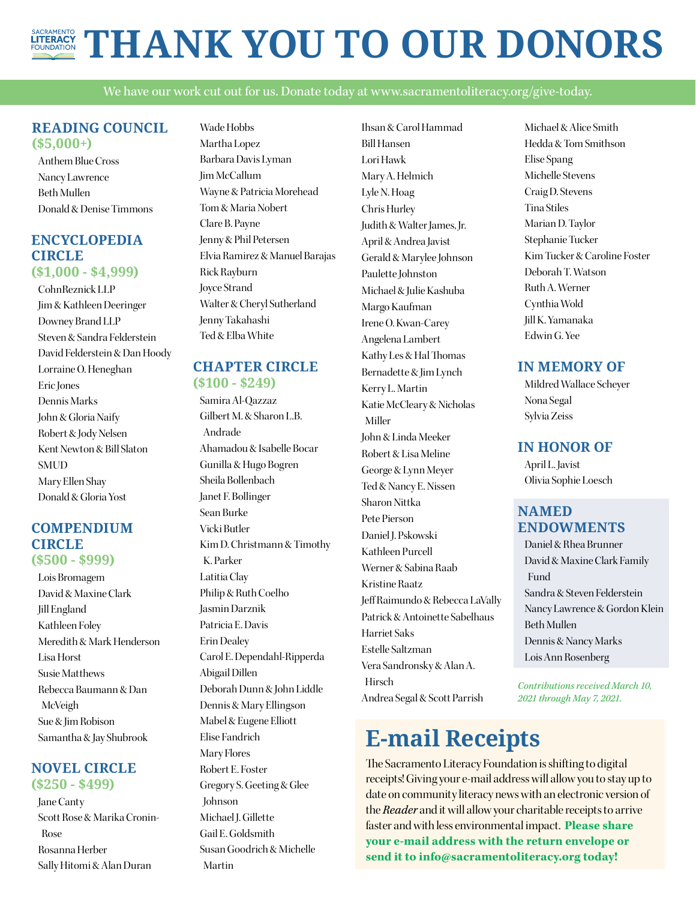# THANK YOU TO OUR DONORS

We have our work cut out for us. Donate today at www.sacramentoliteracy.org/give-today.

## READING COUNCIL
**($5,000+)**

- Anthem Blue Cross
- Nancy Lawrence
- Beth Mullen
- Donald & Denise Timmons

## ENCYCLOPEDIA CIRCLE
**($1,000 - $4,999)**

- CohnReznick LLP
- Jim & Kathleen Deeringer
- Downey Brand LLP
- Steven & Sandra Felderstein
- David Felderstein & Dan Hoody
- Lorraine O. Heneghan
- Eric Jones
- Dennis Marks
- John & Gloria Naify
- Robert & Jody Nelsen
- Kent Newton & Bill Slaton
- SMUD
- Mary Ellen Shay
- Donald & Gloria Yost

## COMPENDIUM CIRCLE
**($500 - $999)**

- Lois Bromagem
- David & Maxine Clark
- Jill England
- Kathleen Foley
- Meredith & Mark Henderson
- Lisa Horst
- Susie Matthews
- Rebecca Baumann & Dan McVeigh
- Sue & Jim Robison
- Samantha & Jay Shubrook

## NOVEL CIRCLE
**($250 - $499)**

- Jane Canty
- Scott Rose & Marika Cronin-Rose
- Rosanna Herber
- Sally Hitomi & Alan Duran
- Wade Hobbs
- Martha Lopez
- Barbara Davis Lyman
- Jim McCallum
- Wayne & Patricia Morehead
- Tom & Maria Nobert
- Clare B. Payne
- Jenny & Phil Petersen
- Elvia Ramirez & Manuel Barajas
- Rick Rayburn
- Joyce Strand
- Walter & Cheryl Sutherland
- Jenny Takahashi
- Ted & Elba White

## CHAPTER CIRCLE
**($100 - $249)**

- Samira Al-Qazzaz
- Gilbert M. & Sharon L.B. Andrade
- Ahamadou & Isabelle Bocar
- Gunilla & Hugo Bogren
- Sheila Bollenbach
- Janet F. Bollinger
- Sean Burke
- Vicki Butler
- Kim D. Christmann & Timothy K. Parker
- Latitia Clay
- Philip & Ruth Coelho
- Jasmin Darznik
- Patricia E. Davis
- Erin Dealey
- Carol E. Dependahl-Ripperda
- Abigail Dillen
- Deborah Dunn & John Liddle
- Dennis & Mary Ellingson
- Mabel & Eugene Elliott
- Elise Fandrich
- Mary Flores
- Robert E. Foster
- Gregory S. Geeting & Glee Johnson
- Michael J. Gillette
- Gail E. Goldsmith
- Susan Goodrich & Michelle Martin
- Ihsan & Carol Hammad
- Bill Hansen
- Lori Hawk
- Mary A. Helmich
- Lyle N. Hoag
- Chris Hurley
- Judith & Walter James, Jr.
- April & Andrea Javist
- Gerald & Marylee Johnson
- Paulette Johnston
- Michael & Julie Kashuba
- Margo Kaufman
- Irene O. Kwan-Carey
- Angelena Lambert
- Kathy Les & Hal Thomas
- Bernadette & Jim Lynch
- Kerry L. Martin
- Katie McCleary & Nicholas Miller
- John & Linda Meeker
- Robert & Lisa Meline
- George & Lynn Meyer
- Ted & Nancy E. Nissen
- Sharon Nittka
- Pete Pierson
- Daniel J. Pskowski
- Kathleen Purcell
- Werner & Sabina Raab
- Kristine Raatz
- Jeff Raimundo & Rebecca LaVally
- Patrick & Antoinette Sabelhaus
- Harriet Saks
- Estelle Saltzman
- Vera Sandronsky & Alan A. Hirsch
- Andrea Segal & Scott Parrish
- Michael & Alice Smith
- Hedda & Tom Smithson
- Elise Spang
- Michelle Stevens
- Craig D. Stevens
- Tina Stiles
- Marian D. Taylor
- Stephanie Tucker
- Kim Tucker & Caroline Foster
- Deborah T. Watson
- Ruth A. Werner
- Cynthia Wold
- Jill K. Yamanaka
- Edwin G. Yee

## IN MEMORY OF

- Mildred Wallace Scheyer
- Nona Segal
- Sylvia Zeiss

## IN HONOR OF

- April L. Javist
- Olivia Sophie Loesch

## NAMED ENDOWMENTS

- Daniel & Rhea Brunner
- David & Maxine Clark Family Fund
- Sandra & Steven Felderstein
- Nancy Lawrence & Gordon Klein
- Beth Mullen
- Dennis & Nancy Marks
- Lois Ann Rosenberg

*Contributions received March 10, 2021 through May 7, 2021.*

## E-mail Receipts

The Sacramento Literacy Foundation is shifting to digital receipts! Giving your e-mail address will allow you to stay up to date on community literacy news with an electronic version of the *Reader* and it will allow your charitable receipts to arrive faster and with less environmental impact. **Please share your e-mail address with the return envelope or send it to info@sacramentoliteracy.org today!**